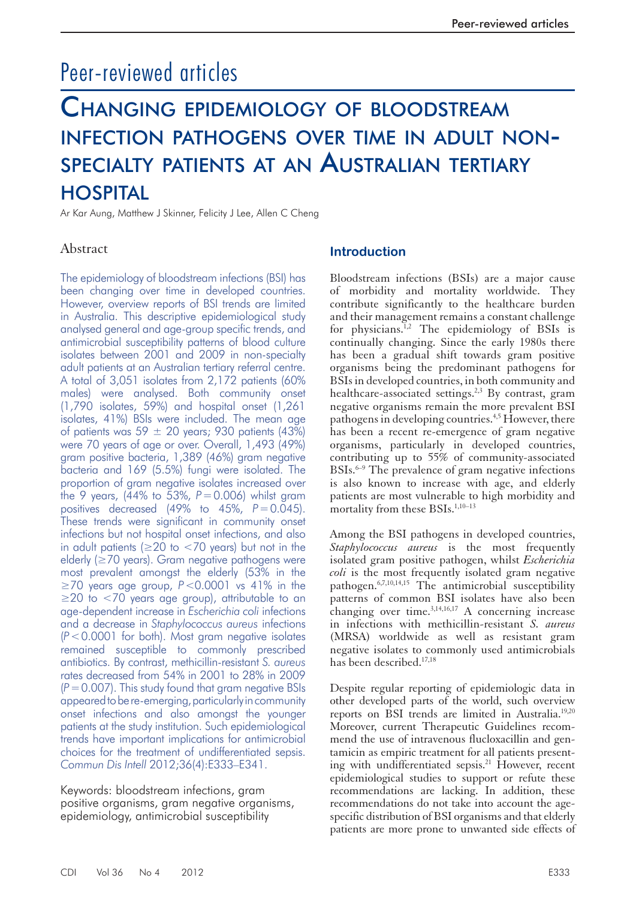# Peer-reviewed articles

## Changing epidemiology of bloodstream infection pathogens over time in adult non-specialty patients at an Australian tertiary hospital

Ar Kar Aung, Matthew J Skinner, Felicity J Lee, Allen C Cheng

### Abstract

The epidemiology of bloodstream infections (BSI) has been changing over time in developed countries. However, overview reports of BSI trends are limited in Australia. This descriptive epidemiological study analysed general and age-group specific trends, and antimicrobial susceptibility patterns of blood culture isolates between 2001 and 2009 in non-specialty adult patients at an Australian tertiary referral centre. A total of 3,051 isolates from 2,172 patients (60% males) were analysed. Both community onset (1,790 isolates, 59%) and hospital onset (1,261 isolates, 41%) BSIs were included. The mean age of patients was 59 ± 20 years; 930 patients (43%) were 70 years of age or over. Overall, 1,493 (49%) gram positive bacteria, 1,389 (46%) gram negative bacteria and 169 (5.5%) fungi were isolated. The proportion of gram negative isolates increased over the 9 years, (44% to 53%, $P = 0.006$) whilst gram positives decreased (49% to 45%, $P = 0.045$). These trends were significant in community onset infections but not hospital onset infections, and also in adult patients (≥20 to <70 years) but not in the elderly (≥70 years). Gram negative pathogens were most prevalent amongst the elderly (53% in the ≥70 years age group, $P < 0.0001$ vs 41% in the ≥20 to <70 years age group), attributable to an age-dependent increase in *Escherichia coli* infections and a decrease in *Staphylococcus aureus* infections ($P < 0.0001$ for both). Most gram negative isolates remained susceptible to commonly prescribed antibiotics. By contrast, methicillin-resistant *S. aureus* rates decreased from 54% in 2001 to 28% in 2009 ($P = 0.007$). This study found that gram negative BSIs appeared to be re-emerging, particularly in community onset infections and also amongst the younger patients at the study institution. Such epidemiological trends have important implications for antimicrobial choices for the treatment of undifferentiated sepsis. *Commun Dis Intell* 2012;36(4):E333–E341.

Keywords: bloodstream infections, gram positive organisms, gram negative organisms, epidemiology, antimicrobial susceptibility

### Introduction

Bloodstream infections (BSIs) are a major cause of morbidity and mortality worldwide. They contribute significantly to the healthcare burden and their management remains a constant challenge for physicians.[1,2] The epidemiology of BSIs is continually changing. Since the early 1980s there has been a gradual shift towards gram positive organisms being the predominant pathogens for BSIs in developed countries, in both community and healthcare-associated settings.[2,3] By contrast, gram negative organisms remain the more prevalent BSI pathogens in developing countries.[4,5] However, there has been a recent re-emergence of gram negative organisms, particularly in developed countries, contributing up to 55% of community-associated BSIs.[6–9] The prevalence of gram negative infections is also known to increase with age, and elderly patients are most vulnerable to high morbidity and mortality from these BSIs.[1,10–13]

Among the BSI pathogens in developed countries, *Staphylococcus aureus* is the most frequently isolated gram positive pathogen, whilst *Escherichia coli* is the most frequently isolated gram negative pathogen.[6,7,10,14,15] The antimicrobial susceptibility patterns of common BSI isolates have also been changing over time.[3,14,16,17] A concerning increase in infections with methicillin-resistant *S. aureus* (MRSA) worldwide as well as resistant gram negative isolates to commonly used antimicrobials has been described.[17,18]

Despite regular reporting of epidemiologic data in other developed parts of the world, such overview reports on BSI trends are limited in Australia.[19,20] Moreover, current Therapeutic Guidelines recommend the use of intravenous flucloxacillin and gentamicin as empiric treatment for all patients presenting with undifferentiated sepsis.[21] However, recent epidemiological studies to support or refute these recommendations are lacking. In addition, these recommendations do not take into account the age-specific distribution of BSI organisms and that elderly patients are more prone to unwanted side effects of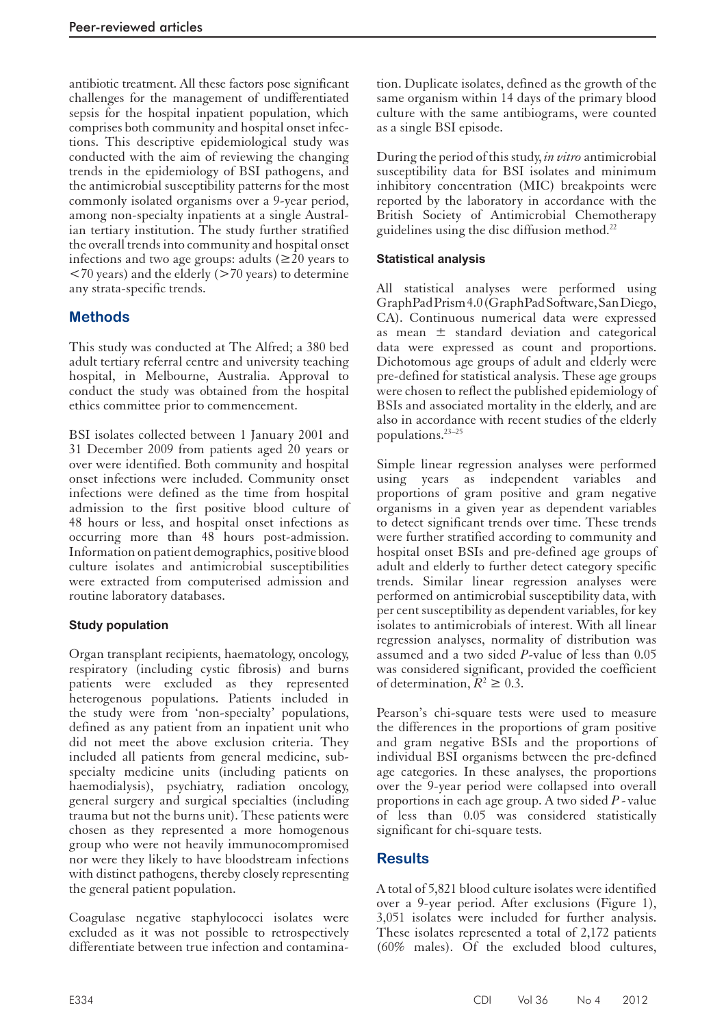antibiotic treatment. All these factors pose significant challenges for the management of undifferentiated sepsis for the hospital inpatient population, which comprises both community and hospital onset infections. This descriptive epidemiological study was conducted with the aim of reviewing the changing trends in the epidemiology of BSI pathogens, and the antimicrobial susceptibility patterns for the most commonly isolated organisms over a 9-year period, among non-specialty inpatients at a single Australian tertiary institution. The study further stratified the overall trends into community and hospital onset infections and two age groups: adults ($\geq$20 years to <70 years) and the elderly (>70 years) to determine any strata-specific trends.

## Methods

This study was conducted at The Alfred; a 380 bed adult tertiary referral centre and university teaching hospital, in Melbourne, Australia. Approval to conduct the study was obtained from the hospital ethics committee prior to commencement.

BSI isolates collected between 1 January 2001 and 31 December 2009 from patients aged 20 years or over were identified. Both community and hospital onset infections were included. Community onset infections were defined as the time from hospital admission to the first positive blood culture of 48 hours or less, and hospital onset infections as occurring more than 48 hours post-admission. Information on patient demographics, positive blood culture isolates and antimicrobial susceptibilities were extracted from computerised admission and routine laboratory databases.

### Study population

Organ transplant recipients, haematology, oncology, respiratory (including cystic fibrosis) and burns patients were excluded as they represented heterogenous populations. Patients included in the study were from 'non-specialty' populations, defined as any patient from an inpatient unit who did not meet the above exclusion criteria. They included all patients from general medicine, sub-specialty medicine units (including patients on haemodialysis), psychiatry, radiation oncology, general surgery and surgical specialties (including trauma but not the burns unit). These patients were chosen as they represented a more homogenous group who were not heavily immunocompromised nor were they likely to have bloodstream infections with distinct pathogens, thereby closely representing the general patient population.

Coagulase negative staphylococci isolates were excluded as it was not possible to retrospectively differentiate between true infection and contamination. Duplicate isolates, defined as the growth of the same organism within 14 days of the primary blood culture with the same antibiograms, were counted as a single BSI episode.

During the period of this study, *in vitro* antimicrobial susceptibility data for BSI isolates and minimum inhibitory concentration (MIC) breakpoints were reported by the laboratory in accordance with the British Society of Antimicrobial Chemotherapy guidelines using the disc diffusion method.[22]

### Statistical analysis

All statistical analyses were performed using GraphPad Prism 4.0 (GraphPad Software, San Diego, CA). Continuous numerical data were expressed as mean ± standard deviation and categorical data were expressed as count and proportions. Dichotomous age groups of adult and elderly were pre-defined for statistical analysis. These age groups were chosen to reflect the published epidemiology of BSIs and associated mortality in the elderly, and are also in accordance with recent studies of the elderly populations.[23–25]

Simple linear regression analyses were performed using years as independent variables and proportions of gram positive and gram negative organisms in a given year as dependent variables to detect significant trends over time. These trends were further stratified according to community and hospital onset BSIs and pre-defined age groups of adult and elderly to further detect category specific trends. Similar linear regression analyses were performed on antimicrobial susceptibility data, with per cent susceptibility as dependent variables, for key isolates to antimicrobials of interest. With all linear regression analyses, normality of distribution was assumed and a two sided *P*-value of less than 0.05 was considered significant, provided the coefficient of determination, $R^2 \geq 0.3$.

Pearson's chi-square tests were used to measure the differences in the proportions of gram positive and gram negative BSIs and the proportions of individual BSI organisms between the pre-defined age categories. In these analyses, the proportions over the 9-year period were collapsed into overall proportions in each age group. A two sided *P*-value of less than 0.05 was considered statistically significant for chi-square tests.

## Results

A total of 5,821 blood culture isolates were identified over a 9-year period. After exclusions (Figure 1), 3,051 isolates were included for further analysis. These isolates represented a total of 2,172 patients (60% males). Of the excluded blood cultures,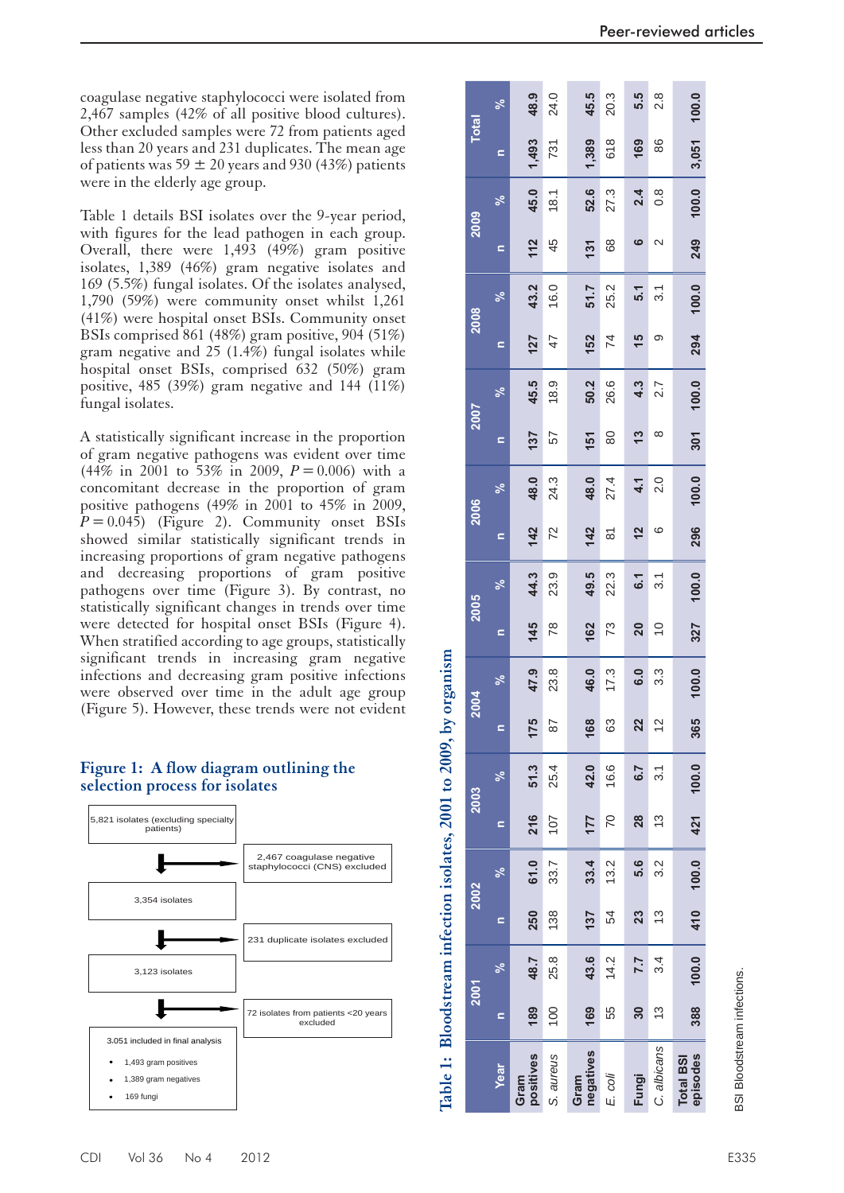coagulase negative staphylococci were isolated from 2,467 samples (42% of all positive blood cultures). Other excluded samples were 72 from patients aged less than 20 years and 231 duplicates. The mean age of patients was 59 ± 20 years and 930 (43%) patients were in the elderly age group.

Table 1 details BSI isolates over the 9-year period, with figures for the lead pathogen in each group. Overall, there were 1,493 (49%) gram positive isolates, 1,389 (46%) gram negative isolates and 169 (5.5%) fungal isolates. Of the isolates analysed, 1,790 (59%) were community onset whilst 1,261 (41%) were hospital onset BSIs. Community onset BSIs comprised 861 (48%) gram positive, 904 (51%) gram negative and 25 (1.4%) fungal isolates while hospital onset BSIs, comprised 632 (50%) gram positive, 485 (39%) gram negative and 144 (11%) fungal isolates.

A statistically significant increase in the proportion of gram negative pathogens was evident over time (44% in 2001 to 53% in 2009, $P = 0.006$) with a concomitant decrease in the proportion of gram positive pathogens (49% in 2001 to 45% in 2009, $P = 0.045$) (Figure 2). Community onset BSIs showed similar statistically significant trends in increasing proportions of gram negative pathogens and decreasing proportions of gram positive pathogens over time (Figure 3). By contrast, no statistically significant changes in trends over time were detected for hospital onset BSIs (Figure 4). When stratified according to age groups, statistically significant trends in increasing gram negative infections and decreasing gram positive infections were observed over time in the adult age group (Figure 5). However, these trends were not evident

**Figure 1: A flow diagram outlining the selection process for isolates**

5,821 isolates (excluding specialty patients)
→ 2,467 coagulase negative staphylococci (CNS) excluded

3,354 isolates
→ 231 duplicate isolates excluded

3,123 isolates
→ 72 isolates from patients <20 years excluded

3,051 included in final analysis
- 1,493 gram positives
- 1,389 gram negatives
- 169 fungi

**Table 1: Bloodstream infection isolates, 2001 to 2009, by organism**

| Year | 2001 | | 2002 | | 2003 | | 2004 | | 2005 | | 2006 | | 2007 | | 2008 | | 2009 | | Total | |
|---|---|---|---|---|---|---|---|---|---|---|---|---|---|---|---|---|---|---|---|---|
| | n | % | n | % | n | % | n | % | n | % | n | % | n | % | n | % | n | % | n | % |
| **Gram positives** | **189** | **48.7** | **250** | **61.0** | **216** | **51.3** | **175** | **47.9** | **145** | **44.3** | **142** | **48.0** | **137** | **45.5** | **127** | **43.2** | **112** | **45.0** | **1,493** | **48.9** |
| *S. aureus* | 100 | 25.8 | 138 | 33.7 | 107 | 25.4 | 87 | 23.8 | 78 | 23.9 | 72 | 24.3 | 57 | 18.9 | 47 | 16.0 | 45 | 18.1 | 731 | 24.0 |
| **Gram negatives** | **169** | **43.6** | **137** | **33.4** | **177** | **42.0** | **168** | **46.0** | **162** | **49.5** | **142** | **48.0** | **151** | **50.2** | **152** | **51.7** | **131** | **52.6** | **1,389** | **45.5** |
| *E. coli* | 55 | 14.2 | 54 | 13.2 | 70 | 16.6 | 63 | 17.3 | 73 | 22.3 | 81 | 27.4 | 80 | 26.6 | 74 | 25.2 | 68 | 27.3 | 618 | 20.3 |
| **Fungi** | **30** | **7.7** | **23** | **5.6** | **28** | **6.7** | **22** | **6.0** | **20** | **6.1** | **12** | **4.1** | **13** | **4.3** | **15** | **5.1** | **6** | **2.4** | **169** | **5.5** |
| *C. albicans* | 13 | 3.4 | 13 | 3.2 | 13 | 3.1 | 12 | 3.3 | 10 | 3.1 | 6 | 2.0 | 8 | 2.7 | 9 | 3.1 | 2 | 0.8 | 86 | 2.8 |
| **Total BSI episodes** | **388** | **100.0** | **410** | **100.0** | **421** | **100.0** | **365** | **100.0** | **327** | **100.0** | **296** | **100.0** | **301** | **100.0** | **294** | **100.0** | **249** | **100.0** | **3,051** | **100.0** |

BSI Bloodstream infections.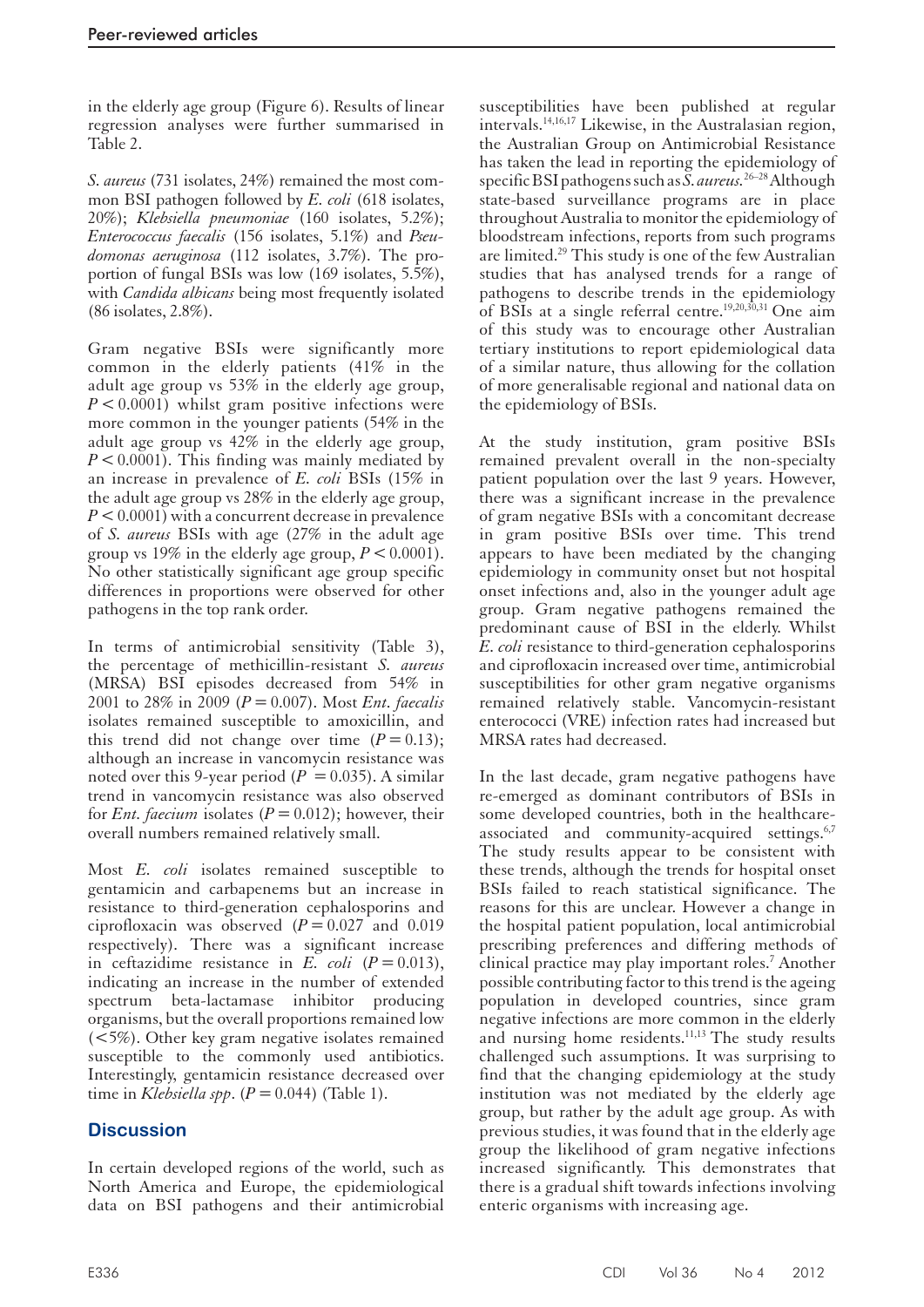in the elderly age group (Figure 6). Results of linear regression analyses were further summarised in Table 2.

*S. aureus* (731 isolates, 24%) remained the most common BSI pathogen followed by *E. coli* (618 isolates, 20%); *Klebsiella pneumoniae* (160 isolates, 5.2%); *Enterococcus faecalis* (156 isolates, 5.1%) and *Pseudomonas aeruginosa* (112 isolates, 3.7%). The proportion of fungal BSIs was low (169 isolates, 5.5%), with *Candida albicans* being most frequently isolated (86 isolates, 2.8%).

Gram negative BSIs were significantly more common in the elderly patients (41% in the adult age group vs 53% in the elderly age group, $P < 0.0001$) whilst gram positive infections were more common in the younger patients (54% in the adult age group vs 42% in the elderly age group, $P < 0.0001$). This finding was mainly mediated by an increase in prevalence of *E. coli* BSIs (15% in the adult age group vs 28% in the elderly age group, $P < 0.0001$) with a concurrent decrease in prevalence of *S. aureus* BSIs with age (27% in the adult age group vs 19% in the elderly age group, $P < 0.0001$). No other statistically significant age group specific differences in proportions were observed for other pathogens in the top rank order.

In terms of antimicrobial sensitivity (Table 3), the percentage of methicillin-resistant *S. aureus* (MRSA) BSI episodes decreased from 54% in 2001 to 28% in 2009 ($P = 0.007$). Most *Ent. faecalis* isolates remained susceptible to amoxicillin, and this trend did not change over time ($P = 0.13$); although an increase in vancomycin resistance was noted over this 9-year period ($P = 0.035$). A similar trend in vancomycin resistance was also observed for *Ent. faecium* isolates ($P = 0.012$); however, their overall numbers remained relatively small.

Most *E. coli* isolates remained susceptible to gentamicin and carbapenems but an increase in resistance to third-generation cephalosporins and ciprofloxacin was observed ($P = 0.027$ and 0.019 respectively). There was a significant increase in ceftazidime resistance in *E. coli* ($P = 0.013$), indicating an increase in the number of extended spectrum beta-lactamase inhibitor producing organisms, but the overall proportions remained low (<5%). Other key gram negative isolates remained susceptible to the commonly used antibiotics. Interestingly, gentamicin resistance decreased over time in *Klebsiella spp*. ($P = 0.044$) (Table 1).

## Discussion

In certain developed regions of the world, such as North America and Europe, the epidemiological data on BSI pathogens and their antimicrobial susceptibilities have been published at regular intervals.[14,16,17] Likewise, in the Australasian region, the Australian Group on Antimicrobial Resistance has taken the lead in reporting the epidemiology of specific BSI pathogens such as *S. aureus*.[26–28] Although state-based surveillance programs are in place throughout Australia to monitor the epidemiology of bloodstream infections, reports from such programs are limited.[29] This study is one of the few Australian studies that has analysed trends for a range of pathogens to describe trends in the epidemiology of BSIs at a single referral centre.[19,20,30,31] One aim of this study was to encourage other Australian tertiary institutions to report epidemiological data of a similar nature, thus allowing for the collation of more generalisable regional and national data on the epidemiology of BSIs.

At the study institution, gram positive BSIs remained prevalent overall in the non-specialty patient population over the last 9 years. However, there was a significant increase in the prevalence of gram negative BSIs with a concomitant decrease in gram positive BSIs over time. This trend appears to have been mediated by the changing epidemiology in community onset but not hospital onset infections and, also in the younger adult age group. Gram negative pathogens remained the predominant cause of BSI in the elderly. Whilst *E. coli* resistance to third-generation cephalosporins and ciprofloxacin increased over time, antimicrobial susceptibilities for other gram negative organisms remained relatively stable. Vancomycin-resistant enterococci (VRE) infection rates had increased but MRSA rates had decreased.

In the last decade, gram negative pathogens have re-emerged as dominant contributors of BSIs in some developed countries, both in the healthcare-associated and community-acquired settings.[6,7] The study results appear to be consistent with these trends, although the trends for hospital onset BSIs failed to reach statistical significance. The reasons for this are unclear. However a change in the hospital patient population, local antimicrobial prescribing preferences and differing methods of clinical practice may play important roles.[7] Another possible contributing factor to this trend is the ageing population in developed countries, since gram negative infections are more common in the elderly and nursing home residents.[11,13] The study results challenged such assumptions. It was surprising to find that the changing epidemiology at the study institution was not mediated by the elderly age group, but rather by the adult age group. As with previous studies, it was found that in the elderly age group the likelihood of gram negative infections increased significantly. This demonstrates that there is a gradual shift towards infections involving enteric organisms with increasing age.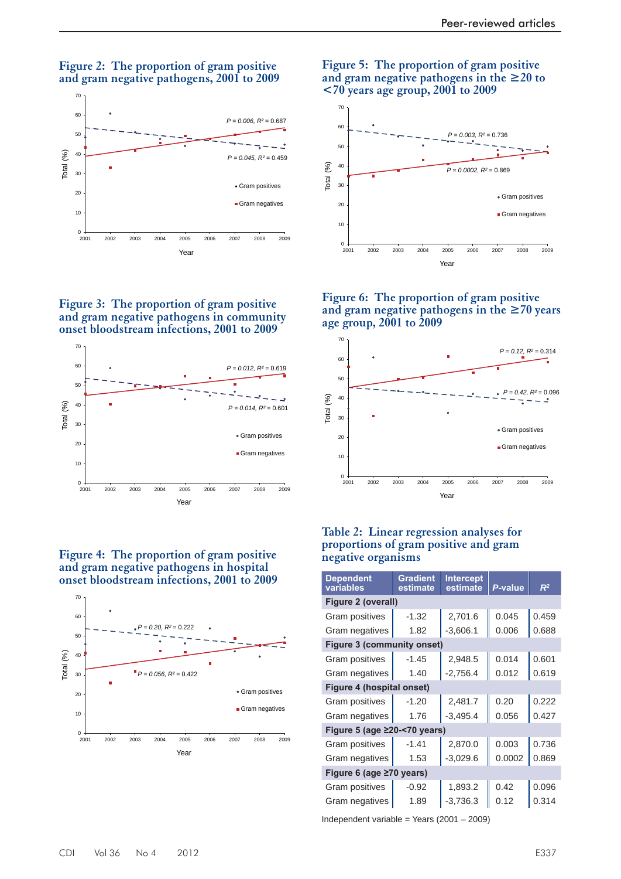## Figure 2: The proportion of gram positive and gram negative pathogens, 2001 to 2009

## Figure 3: The proportion of gram positive and gram negative pathogens in community onset bloodstream infections, 2001 to 2009

## Figure 4: The proportion of gram positive and gram negative pathogens in hospital onset bloodstream infections, 2001 to 2009

## Figure 5: The proportion of gram positive and gram negative pathogens in the ≥20 to <70 years age group, 2001 to 2009

## Figure 6: The proportion of gram positive and gram negative pathogens in the ≥70 years age group, 2001 to 2009

## Table 2: Linear regression analyses for proportions of gram positive and gram negative organisms

| Dependent variables | Gradient estimate | Intercept estimate | *P*-value | $R^2$ |
|---|---|---|---|---|
| **Figure 2 (overall)** | | | | |
| Gram positives | -1.32 | 2,701.6 | 0.045 | 0.459 |
| Gram negatives | 1.82 | -3,606.1 | 0.006 | 0.688 |
| **Figure 3 (community onset)** | | | | |
| Gram positives | -1.45 | 2,948.5 | 0.014 | 0.601 |
| Gram negatives | 1.40 | -2,756.4 | 0.012 | 0.619 |
| **Figure 4 (hospital onset)** | | | | |
| Gram positives | -1.20 | 2,481.7 | 0.20 | 0.222 |
| Gram negatives | 1.76 | -3,495.4 | 0.056 | 0.427 |
| **Figure 5 (age ≥20-<70 years)** | | | | |
| Gram positives | -1.41 | 2,870.0 | 0.003 | 0.736 |
| Gram negatives | 1.53 | -3,029.6 | 0.0002 | 0.869 |
| **Figure 6 (age ≥70 years)** | | | | |
| Gram positives | -0.92 | 1,893.2 | 0.42 | 0.096 |
| Gram negatives | 1.89 | -3,736.3 | 0.12 | 0.314 |

Independent variable = Years (2001 – 2009)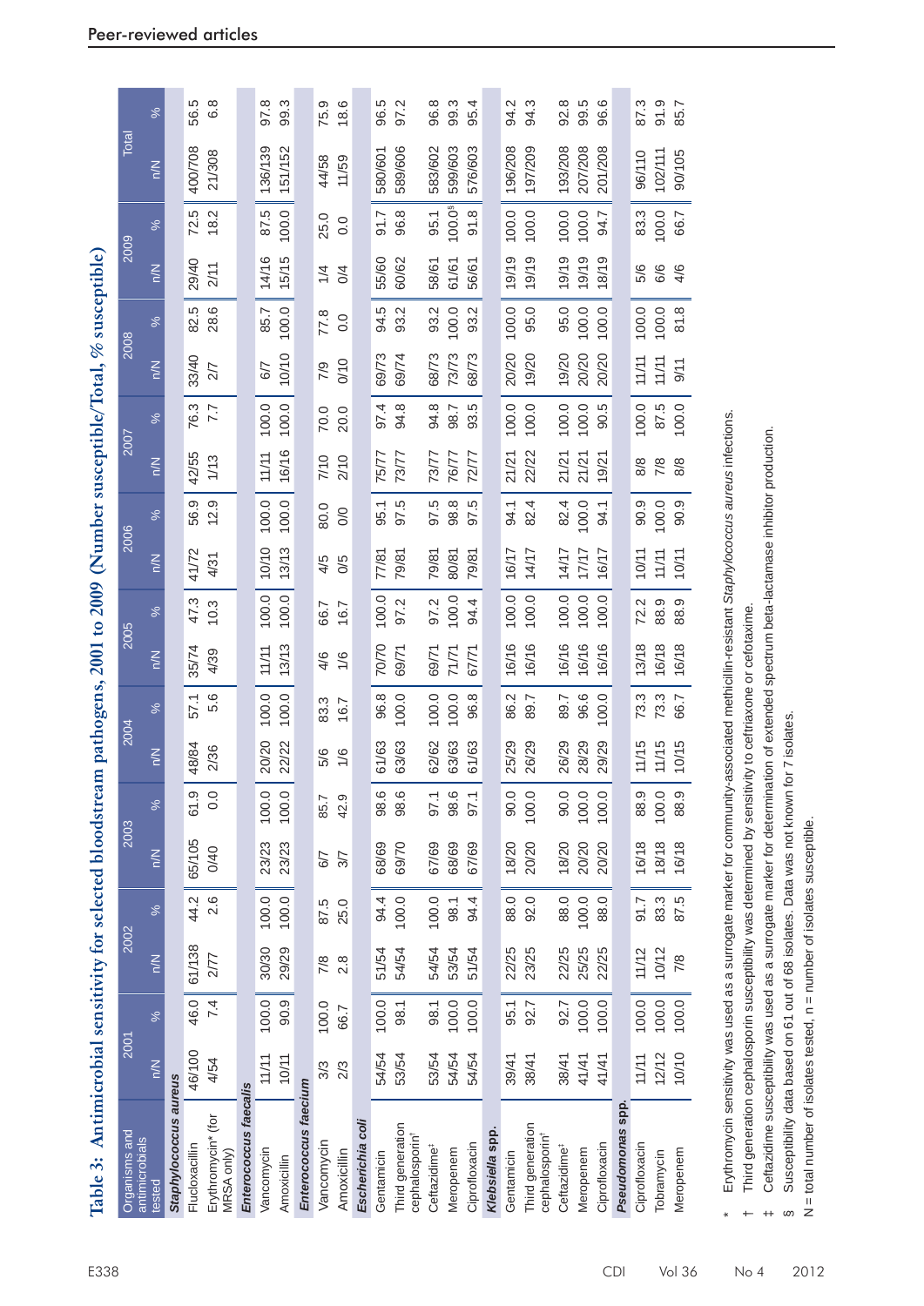**Table 3: Antimicrobial sensitivity for selected bloodstream pathogens, 2001 to 2009 (Number susceptible/Total, % susceptible)**

| Organisms and antimicrobials tested | 2001 | | 2002 | | 2003 | | 2004 | | 2005 | | 2006 | | 2007 | | 2008 | | 2009 | | Total | |
|---|---|---|---|---|---|---|---|---|---|---|---|---|---|---|---|---|---|---|---|---|
| | n/N | % | n/N | % | n/N | % | n/N | % | n/N | % | n/N | % | n/N | % | n/N | % | n/N | % | n/N | % |
| ***Staphylococcus aureus*** | | | | | | | | | | | | | | | | | | | | |
| Flucloxacillin | 46/100 | 46.0 | 61/138 | 44.2 | 65/105 | 61.9 | 48/84 | 57.1 | 35/74 | 47.3 | 41/72 | 56.9 | 42/55 | 76.3 | 33/40 | 82.5 | 29/40 | 72.5 | 400/708 | 56.5 |
| Erythromycin* (for MRSA only) | 4/54 | 7.4 | 2/77 | 2.6 | 0/40 | 0.0 | 2/36 | 5.6 | 4/39 | 10.3 | 4/31 | 12.9 | 1/13 | 7.7 | 2/7 | 28.6 | 2/11 | 18.2 | 21/308 | 6.8 |
| ***Enterococcus faecalis*** | | | | | | | | | | | | | | | | | | | | |
| Vancomycin | 11/11 | 100.0 | 30/30 | 100.0 | 23/23 | 100.0 | 20/20 | 100.0 | 11/11 | 100.0 | 10/10 | 100.0 | 11/11 | 100.0 | 6/7 | 85.7 | 14/16 | 87.5 | 136/139 | 97.8 |
| Amoxicillin | 10/11 | 90.9 | 29/29 | 100.0 | 23/23 | 100.0 | 22/22 | 100.0 | 13/13 | 100.0 | 13/13 | 100.0 | 16/16 | 100.0 | 10/10 | 100.0 | 15/15 | 100.0 | 151/152 | 99.3 |
| ***Enterococcus faecium*** | | | | | | | | | | | | | | | | | | | | |
| Vancomycin | 3/3 | 100.0 | 7/8 | 87.5 | 6/7 | 85.7 | 5/6 | 83.3 | 4/6 | 66.7 | 4/5 | 80.0 | 7/10 | 70.0 | 7/9 | 77.8 | 1/4 | 25.0 | 44/58 | 75.9 |
| Amoxicillin | 2/3 | 66.7 | 2.8 | 25.0 | 3/7 | 42.9 | 1/6 | 16.7 | 1/6 | 16.7 | 0/5 | 0/0 | 2/10 | 20.0 | 0/10 | 0.0 | 0/4 | 0.0 | 11/59 | 18.6 |
| ***Escherichia coli*** | | | | | | | | | | | | | | | | | | | | |
| Gentamicin | 54/54 | 100.0 | 51/54 | 94.4 | 68/69 | 98.6 | 61/63 | 96.8 | 70/70 | 100.0 | 77/81 | 95.1 | 75/77 | 97.4 | 69/73 | 94.5 | 55/60 | 91.7 | 580/601 | 96.5 |
| Third generation cephalosporin† | 53/54 | 98.1 | 54/54 | 100.0 | 69/70 | 98.6 | 63/63 | 100.0 | 69/71 | 97.2 | 79/81 | 97.5 | 73/77 | 94.8 | 69/74 | 93.2 | 60/62 | 96.8 | 589/606 | 97.2 |
| Ceftazidime‡ | 53/54 | 98.1 | 54/54 | 100.0 | 67/69 | 97.1 | 62/62 | 100.0 | 69/71 | 97.2 | 79/81 | 97.5 | 73/77 | 94.8 | 68/73 | 93.2 | 58/61 | 95.1 | 583/602 | 96.8 |
| Meropenem | 54/54 | 100.0 | 53/54 | 98.1 | 68/69 | 98.6 | 63/63 | 100.0 | 71/71 | 100.0 | 80/81 | 98.8 | 76/77 | 98.7 | 73/73 | 100.0 | 61/61 | 100.0§ | 599/603 | 99.3 |
| Ciprofloxacin | 54/54 | 100.0 | 51/54 | 94.4 | 67/69 | 97.1 | 61/63 | 96.8 | 67/71 | 94.4 | 79/81 | 97.5 | 72/77 | 93.5 | 68/73 | 93.2 | 56/61 | 91.8 | 576/603 | 95.4 |
| ***Klebsiella* spp.** | | | | | | | | | | | | | | | | | | | | |
| Gentamicin | 39/41 | 95.1 | 22/25 | 88.0 | 18/20 | 90.0 | 25/29 | 86.2 | 16/16 | 100.0 | 16/17 | 94.1 | 21/21 | 100.0 | 20/20 | 100.0 | 19/19 | 100.0 | 196/208 | 94.2 |
| Third generation cephalosporin† | 38/41 | 92.7 | 23/25 | 92.0 | 20/20 | 100.0 | 26/29 | 89.7 | 16/16 | 100.0 | 14/17 | 82.4 | 22/22 | 100.0 | 19/20 | 95.0 | 19/19 | 100.0 | 197/209 | 94.3 |
| Ceftazidime‡ | 38/41 | 92.7 | 22/25 | 88.0 | 18/20 | 90.0 | 26/29 | 89.7 | 16/16 | 100.0 | 14/17 | 82.4 | 21/21 | 100.0 | 19/20 | 95.0 | 19/19 | 100.0 | 193/208 | 92.8 |
| Meropenem | 41/41 | 100.0 | 25/25 | 100.0 | 20/20 | 100.0 | 28/29 | 96.6 | 16/16 | 100.0 | 17/17 | 100.0 | 21/21 | 100.0 | 20/20 | 100.0 | 19/19 | 100.0 | 207/208 | 99.5 |
| Ciprofloxacin | 41/41 | 100.0 | 22/25 | 88.0 | 20/20 | 100.0 | 29/29 | 100.0 | 16/16 | 100.0 | 16/17 | 94.1 | 19/21 | 90.5 | 20/20 | 100.0 | 18/19 | 94.7 | 201/208 | 96.6 |
| ***Pseudomonas* spp.** | | | | | | | | | | | | | | | | | | | | |
| Ciprofloxacin | 11/11 | 100.0 | 11/12 | 91.7 | 16/18 | 88.9 | 11/15 | 73.3 | 13/18 | 72.2 | 10/11 | 90.9 | 8/8 | 100.0 | 11/11 | 100.0 | 5/6 | 83.3 | 96/110 | 87.3 |
| Tobramycin | 12/12 | 100.0 | 10/12 | 83.3 | 18/18 | 100.0 | 11/15 | 73.3 | 16/18 | 88.9 | 11/11 | 100.0 | 7/8 | 87.5 | 11/11 | 100.0 | 6/6 | 100.0 | 102/111 | 91.9 |
| Meropenem | 10/10 | 100.0 | 7/8 | 87.5 | 16/18 | 88.9 | 10/15 | 66.7 | 16/18 | 88.9 | 10/11 | 90.9 | 8/8 | 100.0 | 9/11 | 81.8 | 4/6 | 66.7 | 90/105 | 85.7 |

\* Erythromycin sensitivity was used as a surrogate marker for community-associated methicillin-resistant *Staphylococcus aureus* infections.

† Third generation cephalosporin susceptibility was determined by sensitivity to ceftriaxone or cefotaxime.

‡ Ceftazidime susceptibility was used as a surrogate marker for determination of extended spectrum beta-lactamase inhibitor production.

§ Susceptibility data based on 61 out of 68 isolates. Data was not known for 7 isolates.

N = total number of isolates tested, n = number of isolates susceptible.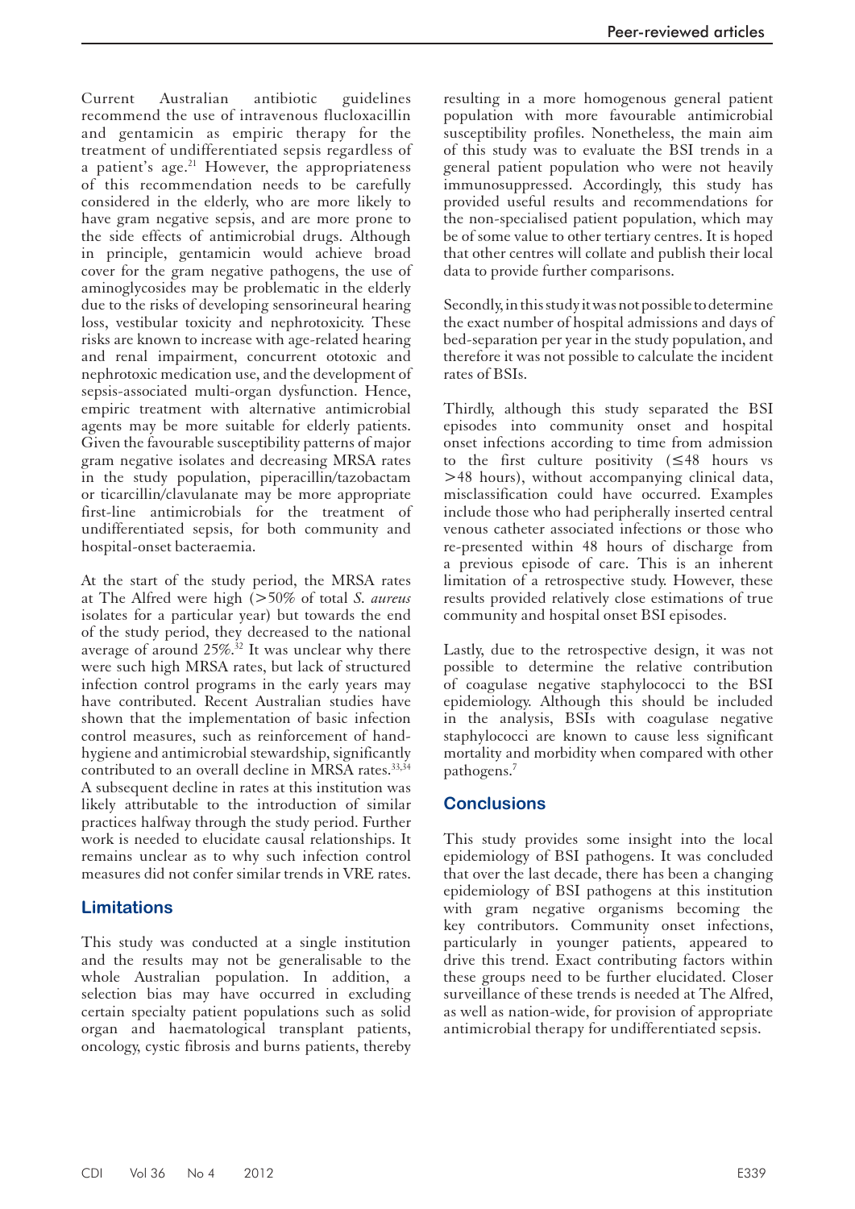Current Australian antibiotic guidelines recommend the use of intravenous flucloxacillin and gentamicin as empiric therapy for the treatment of undifferentiated sepsis regardless of a patient's age.[21] However, the appropriateness of this recommendation needs to be carefully considered in the elderly, who are more likely to have gram negative sepsis, and are more prone to the side effects of antimicrobial drugs. Although in principle, gentamicin would achieve broad cover for the gram negative pathogens, the use of aminoglycosides may be problematic in the elderly due to the risks of developing sensorineural hearing loss, vestibular toxicity and nephrotoxicity. These risks are known to increase with age-related hearing and renal impairment, concurrent ototoxic and nephrotoxic medication use, and the development of sepsis-associated multi-organ dysfunction. Hence, empiric treatment with alternative antimicrobial agents may be more suitable for elderly patients. Given the favourable susceptibility patterns of major gram negative isolates and decreasing MRSA rates in the study population, piperacillin/tazobactam or ticarcillin/clavulanate may be more appropriate first-line antimicrobials for the treatment of undifferentiated sepsis, for both community and hospital-onset bacteraemia.

At the start of the study period, the MRSA rates at The Alfred were high (>50% of total *S. aureus* isolates for a particular year) but towards the end of the study period, they decreased to the national average of around 25%.[32] It was unclear why there were such high MRSA rates, but lack of structured infection control programs in the early years may have contributed. Recent Australian studies have shown that the implementation of basic infection control measures, such as reinforcement of hand-hygiene and antimicrobial stewardship, significantly contributed to an overall decline in MRSA rates.[33,34] A subsequent decline in rates at this institution was likely attributable to the introduction of similar practices halfway through the study period. Further work is needed to elucidate causal relationships. It remains unclear as to why such infection control measures did not confer similar trends in VRE rates.

## Limitations

This study was conducted at a single institution and the results may not be generalisable to the whole Australian population. In addition, a selection bias may have occurred in excluding certain specialty patient populations such as solid organ and haematological transplant patients, oncology, cystic fibrosis and burns patients, thereby resulting in a more homogenous general patient population with more favourable antimicrobial susceptibility profiles. Nonetheless, the main aim of this study was to evaluate the BSI trends in a general patient population who were not heavily immunosuppressed. Accordingly, this study has provided useful results and recommendations for the non-specialised patient population, which may be of some value to other tertiary centres. It is hoped that other centres will collate and publish their local data to provide further comparisons.

Secondly, in this study it was not possible to determine the exact number of hospital admissions and days of bed-separation per year in the study population, and therefore it was not possible to calculate the incident rates of BSIs.

Thirdly, although this study separated the BSI episodes into community onset and hospital onset infections according to time from admission to the first culture positivity (≤48 hours vs >48 hours), without accompanying clinical data, misclassification could have occurred. Examples include those who had peripherally inserted central venous catheter associated infections or those who re-presented within 48 hours of discharge from a previous episode of care. This is an inherent limitation of a retrospective study. However, these results provided relatively close estimations of true community and hospital onset BSI episodes.

Lastly, due to the retrospective design, it was not possible to determine the relative contribution of coagulase negative staphylococci to the BSI epidemiology. Although this should be included in the analysis, BSIs with coagulase negative staphylococci are known to cause less significant mortality and morbidity when compared with other pathogens.[7]

## Conclusions

This study provides some insight into the local epidemiology of BSI pathogens. It was concluded that over the last decade, there has been a changing epidemiology of BSI pathogens at this institution with gram negative organisms becoming the key contributors. Community onset infections, particularly in younger patients, appeared to drive this trend. Exact contributing factors within these groups need to be further elucidated. Closer surveillance of these trends is needed at The Alfred, as well as nation-wide, for provision of appropriate antimicrobial therapy for undifferentiated sepsis.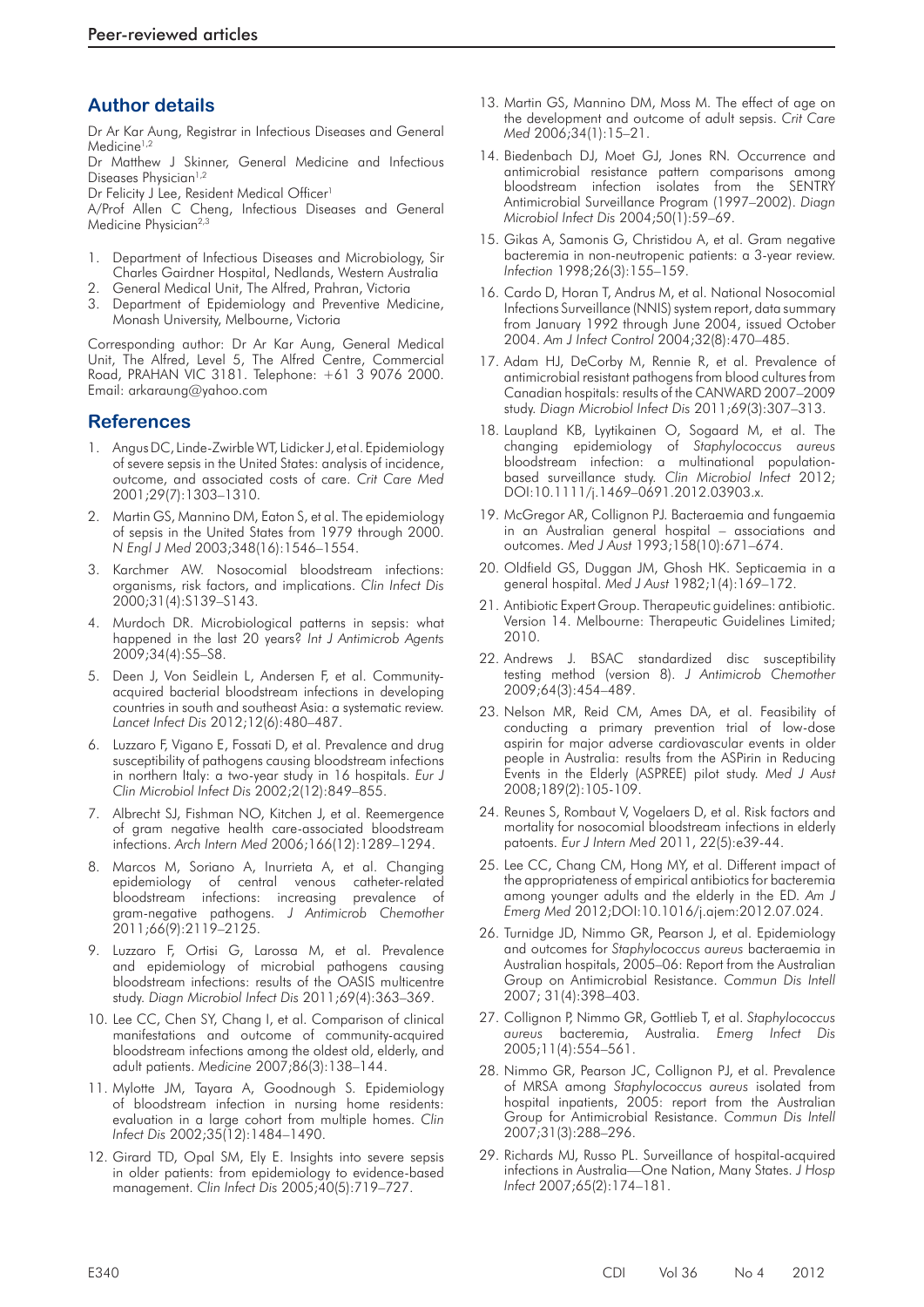## Author details

Dr Ar Kar Aung, Registrar in Infectious Diseases and General Medicine[1,2]

Dr Matthew J Skinner, General Medicine and Infectious Diseases Physician[1,2]

Dr Felicity J Lee, Resident Medical Officer[1]

A/Prof Allen C Cheng, Infectious Diseases and General Medicine Physician[2,3]

1. Department of Infectious Diseases and Microbiology, Sir Charles Gairdner Hospital, Nedlands, Western Australia
2. General Medical Unit, The Alfred, Prahran, Victoria
3. Department of Epidemiology and Preventive Medicine, Monash University, Melbourne, Victoria

Corresponding author: Dr Ar Kar Aung, General Medical Unit, The Alfred, Level 5, The Alfred Centre, Commercial Road, PRAHAN VIC 3181. Telephone: +61 3 9076 2000. Email: arkaraung@yahoo.com

## References

1. Angus DC, Linde-Zwirble WT, Lidicker J, et al. Epidemiology of severe sepsis in the United States: analysis of incidence, outcome, and associated costs of care. *Crit Care Med* 2001;29(7):1303–1310.
2. Martin GS, Mannino DM, Eaton S, et al. The epidemiology of sepsis in the United States from 1979 through 2000. *N Engl J Med* 2003;348(16):1546–1554.
3. Karchmer AW. Nosocomial bloodstream infections: organisms, risk factors, and implications. *Clin Infect Dis* 2000;31(4):S139–S143.
4. Murdoch DR. Microbiological patterns in sepsis: what happened in the last 20 years? *Int J Antimicrob Agents* 2009;34(4):S5–S8.
5. Deen J, Von Seidlein L, Andersen F, et al. Community-acquired bacterial bloodstream infections in developing countries in south and southeast Asia: a systematic review. *Lancet Infect Dis* 2012;12(6):480–487.
6. Luzzaro F, Vigano E, Fossati D, et al. Prevalence and drug susceptibility of pathogens causing bloodstream infections in northern Italy: a two-year study in 16 hospitals. *Eur J Clin Microbiol Infect Dis* 2002;2(12):849–855.
7. Albrecht SJ, Fishman NO, Kitchen J, et al. Reemergence of gram negative health care-associated bloodstream infections. *Arch Intern Med* 2006;166(12):1289–1294.
8. Marcos M, Soriano A, Inurrieta A, et al. Changing epidemiology of central venous catheter-related bloodstream infections: increasing prevalence of gram-negative pathogens. *J Antimicrob Chemother* 2011;66(9):2119–2125.
9. Luzzaro F, Ortisi G, Larossa M, et al. Prevalence and epidemiology of microbial pathogens causing bloodstream infections: results of the OASIS multicentre study. *Diagn Microbiol Infect Dis* 2011;69(4):363–369.
10. Lee CC, Chen SY, Chang I, et al. Comparison of clinical manifestations and outcome of community-acquired bloodstream infections among the oldest old, elderly, and adult patients. *Medicine* 2007;86(3):138–144.
11. Mylotte JM, Tayara A, Goodnough S. Epidemiology of bloodstream infection in nursing home residents: evaluation in a large cohort from multiple homes. *Clin Infect Dis* 2002;35(12):1484–1490.
12. Girard TD, Opal SM, Ely E. Insights into severe sepsis in older patients: from epidemiology to evidence-based management. *Clin Infect Dis* 2005;40(5):719–727.
13. Martin GS, Mannino DM, Moss M. The effect of age on the development and outcome of adult sepsis. *Crit Care Med* 2006;34(1):15–21.
14. Biedenbach DJ, Moet GJ, Jones RN. Occurrence and antimicrobial resistance pattern comparisons among bloodstream infection isolates from the SENTRY Antimicrobial Surveillance Program (1997–2002). *Diagn Microbiol Infect Dis* 2004;50(1):59–69.
15. Gikas A, Samonis G, Christidou A, et al. Gram negative bacteremia in non-neutropenic patients: a 3-year review. *Infection* 1998;26(3):155–159.
16. Cardo D, Horan T, Andrus M, et al. National Nosocomial Infections Surveillance (NNIS) system report, data summary from January 1992 through June 2004, issued October 2004. *Am J Infect Control* 2004;32(8):470–485.
17. Adam HJ, DeCorby M, Rennie R, et al. Prevalence of antimicrobial resistant pathogens from blood cultures from Canadian hospitals: results of the CANWARD 2007–2009 study. *Diagn Microbiol Infect Dis* 2011;69(3):307–313.
18. Laupland KB, Lyytikainen O, Sogaard M, et al. The changing epidemiology of *Staphylococcus aureus* bloodstream infection: a multinational population-based surveillance study. *Clin Microbiol Infect* 2012; DOI:10.1111/j.1469–0691.2012.03903.x.
19. McGregor AR, Collignon PJ. Bacteraemia and fungaemia in an Australian general hospital – associations and outcomes. *Med J Aust* 1993;158(10):671–674.
20. Oldfield GS, Duggan JM, Ghosh HK. Septicaemia in a general hospital. *Med J Aust* 1982;1(4):169–172.
21. Antibiotic Expert Group. Therapeutic guidelines: antibiotic. Version 14. Melbourne: Therapeutic Guidelines Limited; 2010.
22. Andrews J. BSAC standardized disc susceptibility testing method (version 8). *J Antimicrob Chemother* 2009;64(3):454–489.
23. Nelson MR, Reid CM, Ames DA, et al. Feasibility of conducting a primary prevention trial of low-dose aspirin for major adverse cardiovascular events in older people in Australia: results from the ASPirin in Reducing Events in the Elderly (ASPREE) pilot study. *Med J Aust* 2008;189(2):105-109.
24. Reunes S, Rombaut V, Vogelaers D, et al. Risk factors and mortality for nosocomial bloodstream infections in elderly patoents. *Eur J Intern Med* 2011, 22(5):e39-44.
25. Lee CC, Chang CM, Hong MY, et al. Different impact of the appropriateness of empirical antibiotics for bacteremia among younger adults and the elderly in the ED. *Am J Emerg Med* 2012;DOI:10.1016/j.ajem:2012.07.024.
26. Turnidge JD, Nimmo GR, Pearson J, et al. Epidemiology and outcomes for *Staphylococcus aureus* bacteraemia in Australian hospitals, 2005–06: Report from the Australian Group on Antimicrobial Resistance. *Commun Dis Intell* 2007; 31(4):398–403.
27. Collignon P, Nimmo GR, Gottlieb T, et al. *Staphylococcus aureus* bacteremia, Australia. *Emerg Infect Dis* 2005;11(4):554–561.
28. Nimmo GR, Pearson JC, Collignon PJ, et al. Prevalence of MRSA among *Staphylococcus aureus* isolated from hospital inpatients, 2005: report from the Australian Group for Antimicrobial Resistance. *Commun Dis Intell* 2007;31(3):288–296.
29. Richards MJ, Russo PL. Surveillance of hospital-acquired infections in Australia—One Nation, Many States. *J Hosp Infect* 2007;65(2):174–181.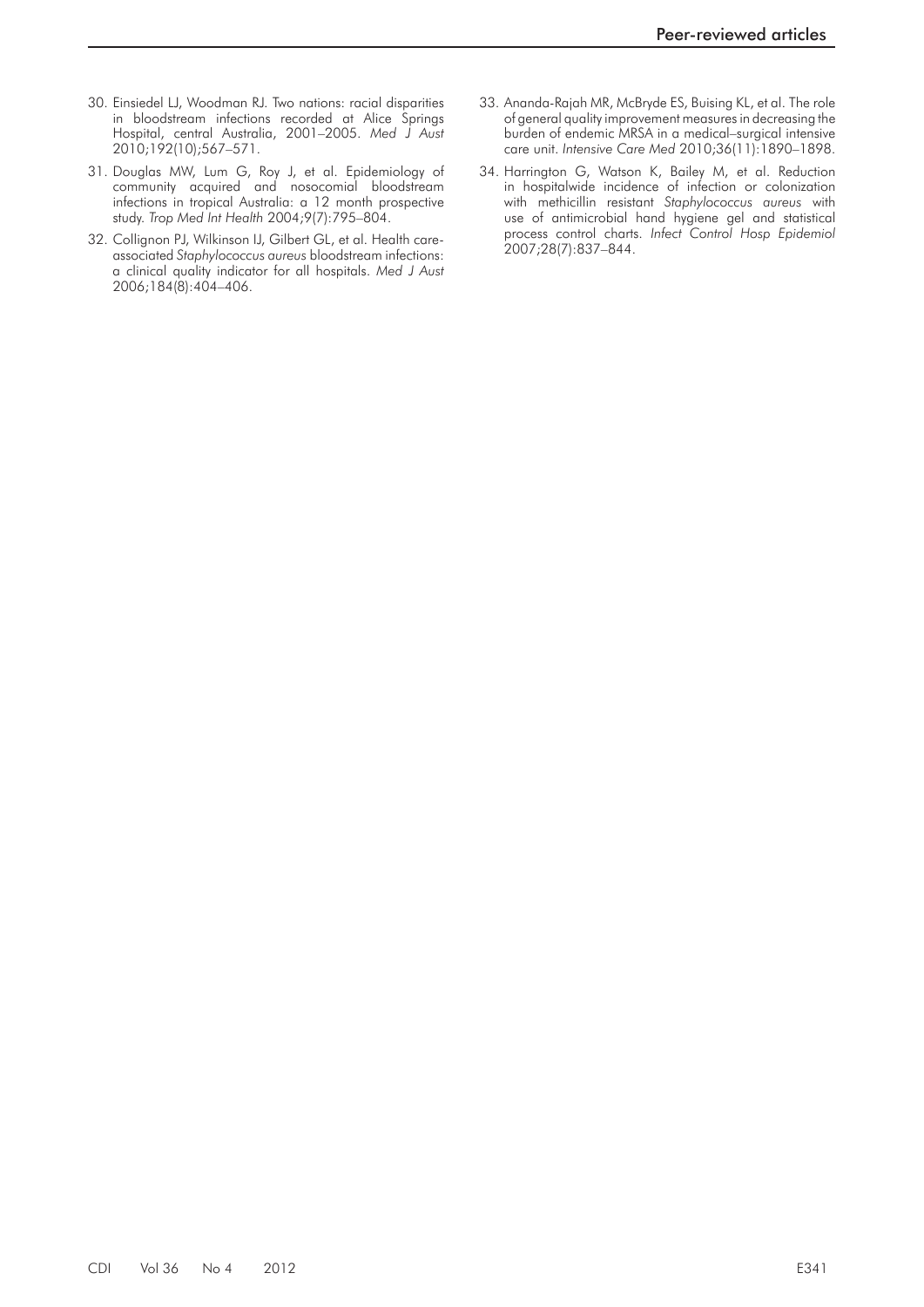30. Einsiedel LJ, Woodman RJ. Two nations: racial disparities in bloodstream infections recorded at Alice Springs Hospital, central Australia, 2001–2005. *Med J Aust* 2010;192(10);567–571.

31. Douglas MW, Lum G, Roy J, et al. Epidemiology of community acquired and nosocomial bloodstream infections in tropical Australia: a 12 month prospective study. *Trop Med Int Health* 2004;9(7):795–804.

32. Collignon PJ, Wilkinson IJ, Gilbert GL, et al. Health care-associated *Staphylococcus aureus* bloodstream infections: a clinical quality indicator for all hospitals. *Med J Aust* 2006;184(8):404–406.

33. Ananda-Rajah MR, McBryde ES, Buising KL, et al. The role of general quality improvement measures in decreasing the burden of endemic MRSA in a medical–surgical intensive care unit. *Intensive Care Med* 2010;36(11):1890–1898.

34. Harrington G, Watson K, Bailey M, et al. Reduction in hospitalwide incidence of infection or colonization with methicillin resistant *Staphylococcus aureus* with use of antimicrobial hand hygiene gel and statistical process control charts. *Infect Control Hosp Epidemiol* 2007;28(7):837–844.